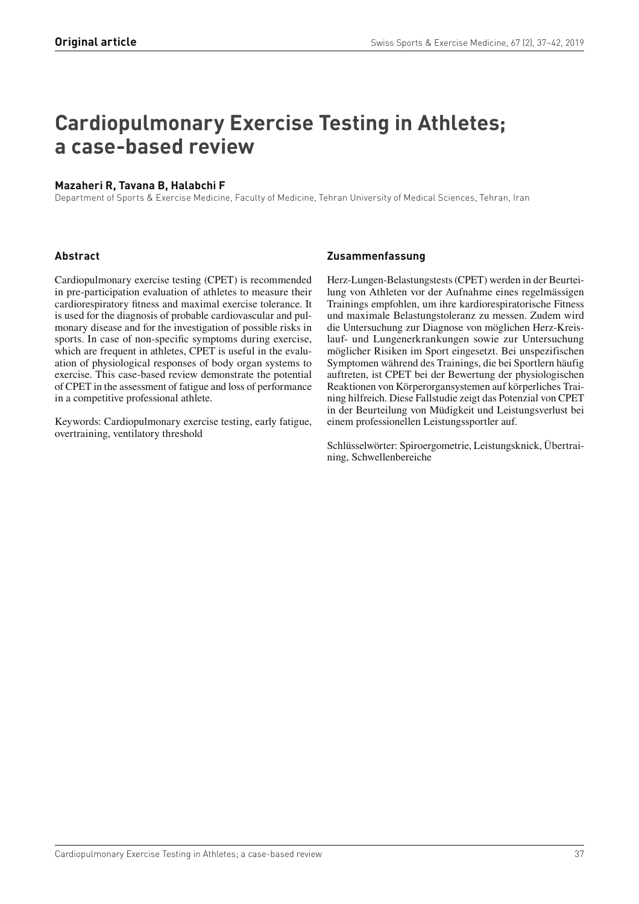**Original article**

# Cardiopulmonary Exercise Testing in Athletes; a case-based review

**Mazaheri R, Tavana B, Halabchi F**

Department of Sports & Exercise Medicine, Faculty of Medicine, Tehran University of Medical Sciences, Tehran, Iran

## Abstract

Cardiopulmonary exercise testing (CPET) is recommended in pre-participation evaluation of athletes to measure their cardiorespiratory fitness and maximal exercise tolerance. It is used for the diagnosis of probable cardiovascular and pulmonary disease and for the investigation of possible risks in sports. In case of non-specific symptoms during exercise, which are frequent in athletes, CPET is useful in the evaluation of physiological responses of body organ systems to exercise. This case-based review demonstrate the potential of CPET in the assessment of fatigue and loss of performance in a competitive professional athlete.

Keywords: Cardiopulmonary exercise testing, early fatigue, overtraining, ventilatory threshold

## Zusammenfassung

Herz-Lungen-Belastungstests (CPET) werden in der Beurteilung von Athleten vor der Aufnahme eines regelmässigen Trainings empfohlen, um ihre kardiorespiratorische Fitness und maximale Belastungstoleranz zu messen. Zudem wird die Untersuchung zur Diagnose von möglichen Herz-Kreislauf- und Lungenerkrankungen sowie zur Untersuchung möglicher Risiken im Sport eingesetzt. Bei unspezifischen Symptomen während des Trainings, die bei Sportlern häufig auftreten, ist CPET bei der Bewertung der physiologischen Reaktionen von Körperorgansystemen auf körperliches Training hilfreich. Diese Fallstudie zeigt das Potenzial von CPET in der Beurteilung von Müdigkeit und Leistungsverlust bei einem professionellen Leistungssportler auf.

Schlüsselwörter: Spiroergometrie, Leistungsknick, Übertraining, Schwellenbereiche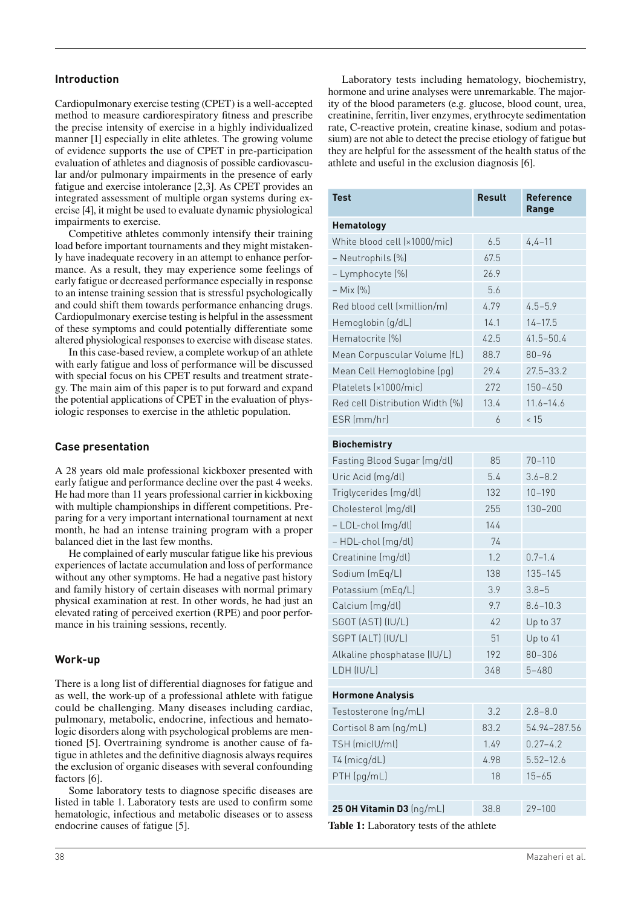## Introduction

Cardiopulmonary exercise testing (CPET) is a well-accepted method to measure cardiorespiratory fitness and prescribe the precise intensity of exercise in a highly individualized manner [1] especially in elite athletes. The growing volume of evidence supports the use of CPET in pre-participation evaluation of athletes and diagnosis of possible cardiovascular and/or pulmonary impairments in the presence of early fatigue and exercise intolerance [2,3]. As CPET provides an integrated assessment of multiple organ systems during exercise [4], it might be used to evaluate dynamic physiological impairments to exercise.

Competitive athletes commonly intensify their training load before important tournaments and they might mistakenly have inadequate recovery in an attempt to enhance performance. As a result, they may experience some feelings of early fatigue or decreased performance especially in response to an intense training session that is stressful psychologically and could shift them towards performance enhancing drugs. Cardiopulmonary exercise testing is helpful in the assessment of these symptoms and could potentially differentiate some altered physiological responses to exercise with disease states.

In this case-based review, a complete workup of an athlete with early fatigue and loss of performance will be discussed with special focus on his CPET results and treatment strategy. The main aim of this paper is to put forward and expand the potential applications of CPET in the evaluation of physiologic responses to exercise in the athletic population.

## Case presentation

A 28 years old male professional kickboxer presented with early fatigue and performance decline over the past 4 weeks. He had more than 11 years professional carrier in kickboxing with multiple championships in different competitions. Preparing for a very important international tournament at next month, he had an intense training program with a proper balanced diet in the last few months.

He complained of early muscular fatigue like his previous experiences of lactate accumulation and loss of performance without any other symptoms. He had a negative past history and family history of certain diseases with normal primary physical examination at rest. In other words, he had just an elevated rating of perceived exertion (RPE) and poor performance in his training sessions, recently.

## Work-up

There is a long list of differential diagnoses for fatigue and as well, the work-up of a professional athlete with fatigue could be challenging. Many diseases including cardiac, pulmonary, metabolic, endocrine, infectious and hematologic disorders along with psychological problems are mentioned [5]. Overtraining syndrome is another cause of fatigue in athletes and the definitive diagnosis always requires the exclusion of organic diseases with several confounding factors [6].

Some laboratory tests to diagnose specific diseases are listed in table 1. Laboratory tests are used to confirm some hematologic, infectious and metabolic diseases or to assess endocrine causes of fatigue [5].

Laboratory tests including hematology, biochemistry, hormone and urine analyses were unremarkable. The majority of the blood parameters (e.g. glucose, blood count, urea, creatinine, ferritin, liver enzymes, erythrocyte sedimentation rate, C-reactive protein, creatine kinase, sodium and potassium) are not able to detect the precise etiology of fatigue but they are helpful for the assessment of the health status of the athlete and useful in the exclusion diagnosis [6].

| Test | Result | Reference Range |
|---|---|---|
| **Hematology** | | |
| White blood cell (×1000/mic) | 6.5 | 4,4–11 |
| – Neutrophils (%) | 67.5 | |
| – Lymphocyte (%) | 26.9 | |
| – Mix (%) | 5.6 | |
| Red blood cell (×million/m) | 4.79 | 4.5–5.9 |
| Hemoglobin (g/dL) | 14.1 | 14–17.5 |
| Hematocrite (%) | 42.5 | 41.5–50.4 |
| Mean Corpuscular Volume (fL) | 88.7 | 80–96 |
| Mean Cell Hemoglobine (pg) | 29.4 | 27.5–33.2 |
| Platelets (×1000/mic) | 272 | 150–450 |
| Red cell Distribution Width (%) | 13.4 | 11.6–14.6 |
| ESR (mm/hr) | 6 | < 15 |
| **Biochemistry** | | |
| Fasting Blood Sugar (mg/dl) | 85 | 70–110 |
| Uric Acid (mg/dl) | 5.4 | 3.6–8.2 |
| Triglycerides (mg/dl) | 132 | 10–190 |
| Cholesterol (mg/dl) | 255 | 130–200 |
| – LDL-chol (mg/dl) | 144 | |
| – HDL-chol (mg/dl) | 74 | |
| Creatinine (mg/dl) | 1.2 | 0.7–1.4 |
| Sodium (mEq/L) | 138 | 135–145 |
| Potassium (mEq/L) | 3.9 | 3.8–5 |
| Calcium (mg/dl) | 9.7 | 8.6–10.3 |
| SGOT (AST) (IU/L) | 42 | Up to 37 |
| SGPT (ALT) (IU/L) | 51 | Up to 41 |
| Alkaline phosphatase (IU/L) | 192 | 80–306 |
| LDH (IU/L) | 348 | 5–480 |
| **Hormone Analysis** | | |
| Testosterone (ng/mL) | 3.2 | 2.8–8.0 |
| Cortisol 8 am (ng/mL) | 83.2 | 54.94–287.56 |
| TSH (micIU/ml) | 1.49 | 0.27–4.2 |
| T4 (micg/dL) | 4.98 | 5.52–12.6 |
| PTH (pg/mL) | 18 | 15–65 |
| **25 OH Vitamin D3** (ng/mL) | 38.8 | 29–100 |

**Table 1:** Laboratory tests of the athlete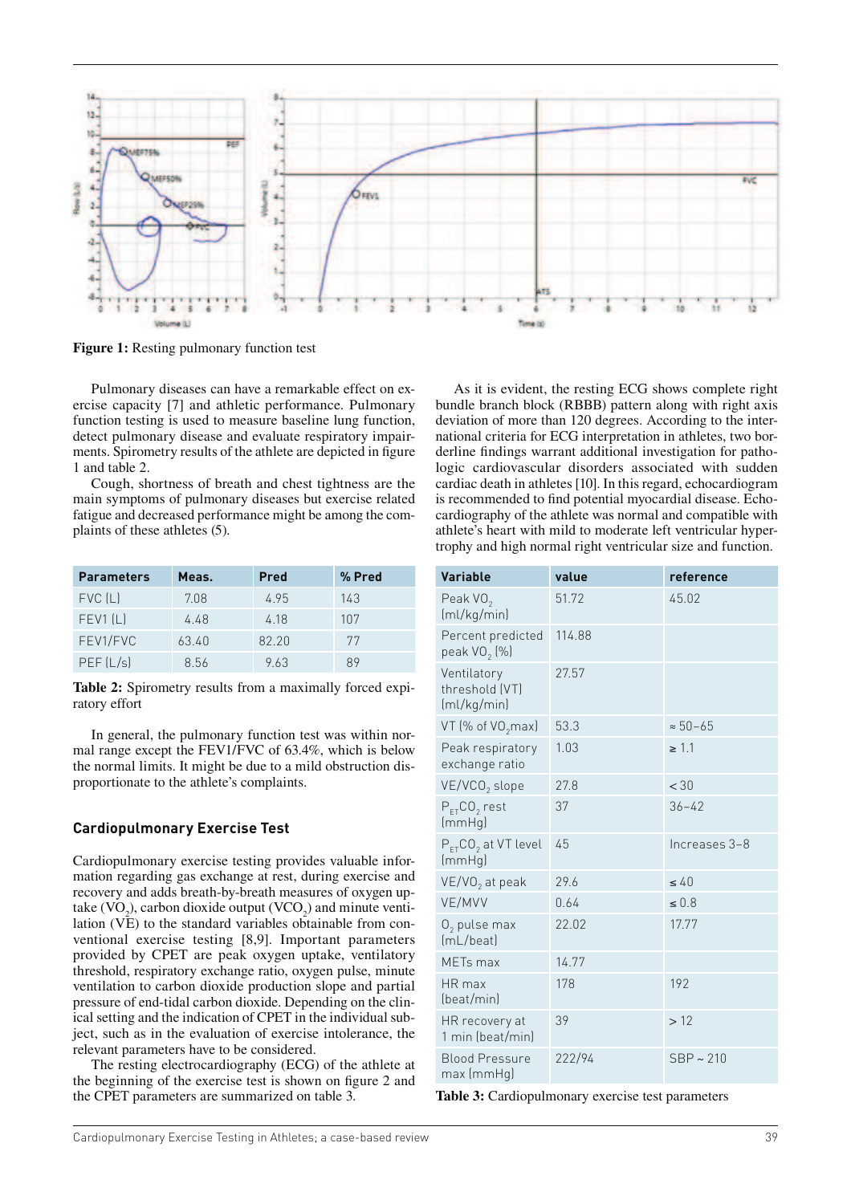Figure 1: Resting pulmonary function test

Pulmonary diseases can have a remarkable effect on exercise capacity [7] and athletic performance. Pulmonary function testing is used to measure baseline lung function, detect pulmonary disease and evaluate respiratory impairments. Spirometry results of the athlete are depicted in figure 1 and table 2.

Cough, shortness of breath and chest tightness are the main symptoms of pulmonary diseases but exercise related fatigue and decreased performance might be among the complaints of these athletes (5).

| Parameters | Meas. | Pred | % Pred |
|---|---|---|---|
| FVC (L) | 7.08 | 4.95 | 143 |
| FEV1 (L) | 4.48 | 4.18 | 107 |
| FEV1/FVC | 63.40 | 82.20 | 77 |
| PEF (L/s) | 8.56 | 9.63 | 89 |

**Table 2:** Spirometry results from a maximally forced expiratory effort

In general, the pulmonary function test was within normal range except the FEV1/FVC of 63.4%, which is below the normal limits. It might be due to a mild obstruction disproportionate to the athlete's complaints.

## Cardiopulmonary Exercise Test

Cardiopulmonary exercise testing provides valuable information regarding gas exchange at rest, during exercise and recovery and adds breath-by-breath measures of oxygen uptake ($VO_2$), carbon dioxide output ($VCO_2$) and minute ventilation (VE) to the standard variables obtainable from conventional exercise testing [8,9]. Important parameters provided by CPET are peak oxygen uptake, ventilatory threshold, respiratory exchange ratio, oxygen pulse, minute ventilation to carbon dioxide production slope and partial pressure of end-tidal carbon dioxide. Depending on the clinical setting and the indication of CPET in the individual subject, such as in the evaluation of exercise intolerance, the relevant parameters have to be considered.

The resting electrocardiography (ECG) of the athlete at the beginning of the exercise test is shown on figure 2 and the CPET parameters are summarized on table 3.

As it is evident, the resting ECG shows complete right bundle branch block (RBBB) pattern along with right axis deviation of more than 120 degrees. According to the international criteria for ECG interpretation in athletes, two borderline findings warrant additional investigation for pathologic cardiovascular disorders associated with sudden cardiac death in athletes [10]. In this regard, echocardiogram is recommended to find potential myocardial disease. Echocardiography of the athlete was normal and compatible with athlete's heart with mild to moderate left ventricular hypertrophy and high normal right ventricular size and function.

| Variable | value | reference |
|---|---|---|
| Peak $VO_2$ (ml/kg/min) | 51.72 | 45.02 |
| Percent predicted peak $VO_2$ (%) | 114.88 | |
| Ventilatory threshold (VT) (ml/kg/min) | 27.57 | |
| VT (% of $VO_2$max) | 53.3 | ≈ 50–65 |
| Peak respiratory exchange ratio | 1.03 | ≥ 1.1 |
| $VE/VCO_2$ slope | 27.8 | < 30 |
| $P_{ET}CO_2$ rest (mmHg) | 37 | 36–42 |
| $P_{ET}CO_2$ at VT level (mmHg) | 45 | Increases 3–8 |
| $VE/VO_2$ at peak | 29.6 | ≤ 40 |
| VE/MVV | 0.64 | ≤ 0.8 |
| $O_2$ pulse max (mL/beat) | 22.02 | 17.77 |
| METs max | 14.77 | |
| HR max (beat/min) | 178 | 192 |
| HR recovery at 1 min (beat/min) | 39 | > 12 |
| Blood Pressure max (mmHg) | 222/94 | SBP ~ 210 |

**Table 3:** Cardiopulmonary exercise test parameters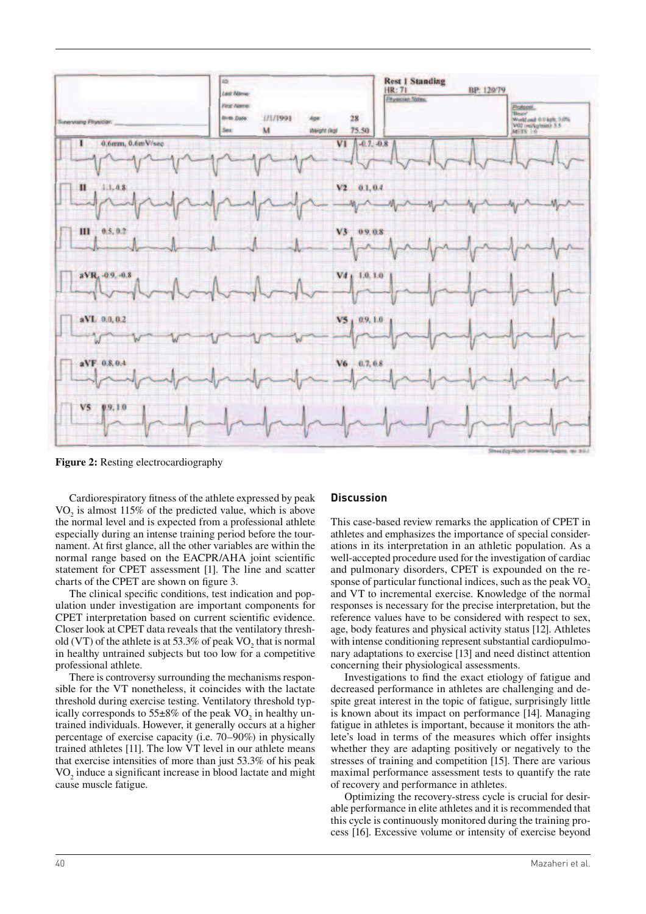**Figure 2:** Resting electrocardiography

Cardiorespiratory fitness of the athlete expressed by peak $VO_2$ is almost 115% of the predicted value, which is above the normal level and is expected from a professional athlete especially during an intense training period before the tournament. At first glance, all the other variables are within the normal range based on the EACPR/AHA joint scientific statement for CPET assessment [1]. The line and scatter charts of the CPET are shown on figure 3.

The clinical specific conditions, test indication and population under investigation are important components for CPET interpretation based on current scientific evidence. Closer look at CPET data reveals that the ventilatory threshold (VT) of the athlete is at 53.3% of peak $VO_2$ that is normal in healthy untrained subjects but too low for a competitive professional athlete.

There is controversy surrounding the mechanisms responsible for the VT nonetheless, it coincides with the lactate threshold during exercise testing. Ventilatory threshold typically corresponds to 55±8% of the peak $VO_2$ in healthy untrained individuals. However, it generally occurs at a higher percentage of exercise capacity (i.e. 70–90%) in physically trained athletes [11]. The low VT level in our athlete means that exercise intensities of more than just 53.3% of his peak $VO_2$ induce a significant increase in blood lactate and might cause muscle fatigue.

## Discussion

This case-based review remarks the application of CPET in athletes and emphasizes the importance of special considerations in its interpretation in an athletic population. As a well-accepted procedure used for the investigation of cardiac and pulmonary disorders, CPET is expounded on the response of particular functional indices, such as the peak $VO_2$ and VT to incremental exercise. Knowledge of the normal responses is necessary for the precise interpretation, but the reference values have to be considered with respect to sex, age, body features and physical activity status [12]. Athletes with intense conditioning represent substantial cardiopulmonary adaptations to exercise [13] and need distinct attention concerning their physiological assessments.

Investigations to find the exact etiology of fatigue and decreased performance in athletes are challenging and despite great interest in the topic of fatigue, surprisingly little is known about its impact on performance [14]. Managing fatigue in athletes is important, because it monitors the athlete's load in terms of the measures which offer insights whether they are adapting positively or negatively to the stresses of training and competition [15]. There are various maximal performance assessment tests to quantify the rate of recovery and performance in athletes.

Optimizing the recovery-stress cycle is crucial for desirable performance in elite athletes and it is recommended that this cycle is continuously monitored during the training process [16]. Excessive volume or intensity of exercise beyond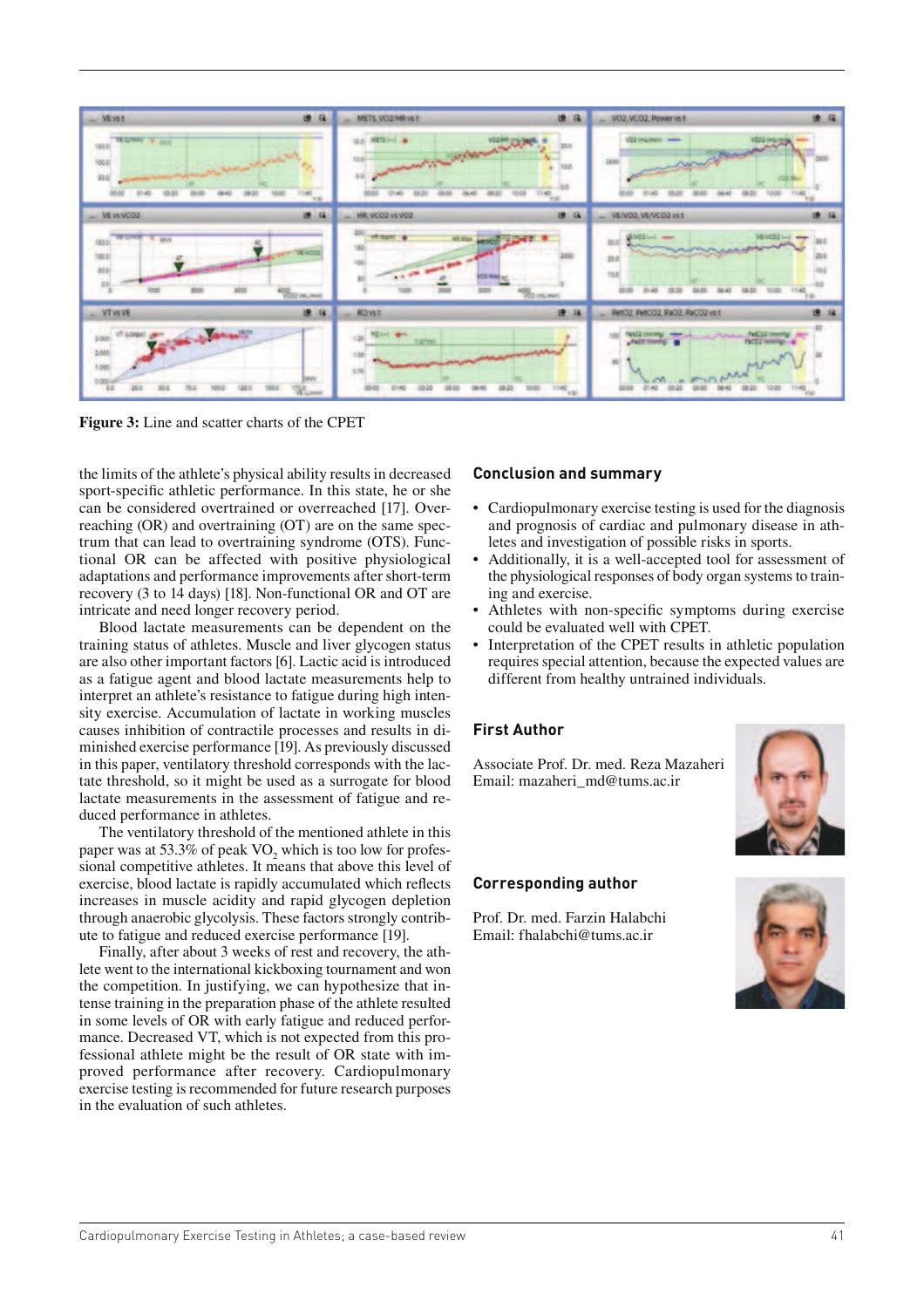Figure 3: Line and scatter charts of the CPET

the limits of the athlete's physical ability results in decreased sport-specific athletic performance. In this state, he or she can be considered overtrained or overreached [17]. Overreaching (OR) and overtraining (OT) are on the same spectrum that can lead to overtraining syndrome (OTS). Functional OR can be affected with positive physiological adaptations and performance improvements after short-term recovery (3 to 14 days) [18]. Non-functional OR and OT are intricate and need longer recovery period.

Blood lactate measurements can be dependent on the training status of athletes. Muscle and liver glycogen status are also other important factors [6]. Lactic acid is introduced as a fatigue agent and blood lactate measurements help to interpret an athlete's resistance to fatigue during high intensity exercise. Accumulation of lactate in working muscles causes inhibition of contractile processes and results in diminished exercise performance [19]. As previously discussed in this paper, ventilatory threshold corresponds with the lactate threshold, so it might be used as a surrogate for blood lactate measurements in the assessment of fatigue and reduced performance in athletes.

The ventilatory threshold of the mentioned athlete in this paper was at 53.3% of peak $VO_2$ which is too low for professional competitive athletes. It means that above this level of exercise, blood lactate is rapidly accumulated which reflects increases in muscle acidity and rapid glycogen depletion through anaerobic glycolysis. These factors strongly contribute to fatigue and reduced exercise performance [19].

Finally, after about 3 weeks of rest and recovery, the athlete went to the international kickboxing tournament and won the competition. In justifying, we can hypothesize that intense training in the preparation phase of the athlete resulted in some levels of OR with early fatigue and reduced performance. Decreased VT, which is not expected from this professional athlete might be the result of OR state with improved performance after recovery. Cardiopulmonary exercise testing is recommended for future research purposes in the evaluation of such athletes.

## Conclusion and summary

- Cardiopulmonary exercise testing is used for the diagnosis and prognosis of cardiac and pulmonary disease in athletes and investigation of possible risks in sports.
- Additionally, it is a well-accepted tool for assessment of the physiological responses of body organ systems to training and exercise.
- Athletes with non-specific symptoms during exercise could be evaluated well with CPET.
- Interpretation of the CPET results in athletic population requires special attention, because the expected values are different from healthy untrained individuals.

## First Author

Associate Prof. Dr. med. Reza Mazaheri
Email: mazaheri_md@tums.ac.ir

## Corresponding author

Prof. Dr. med. Farzin Halabchi
Email: fhalabchi@tums.ac.ir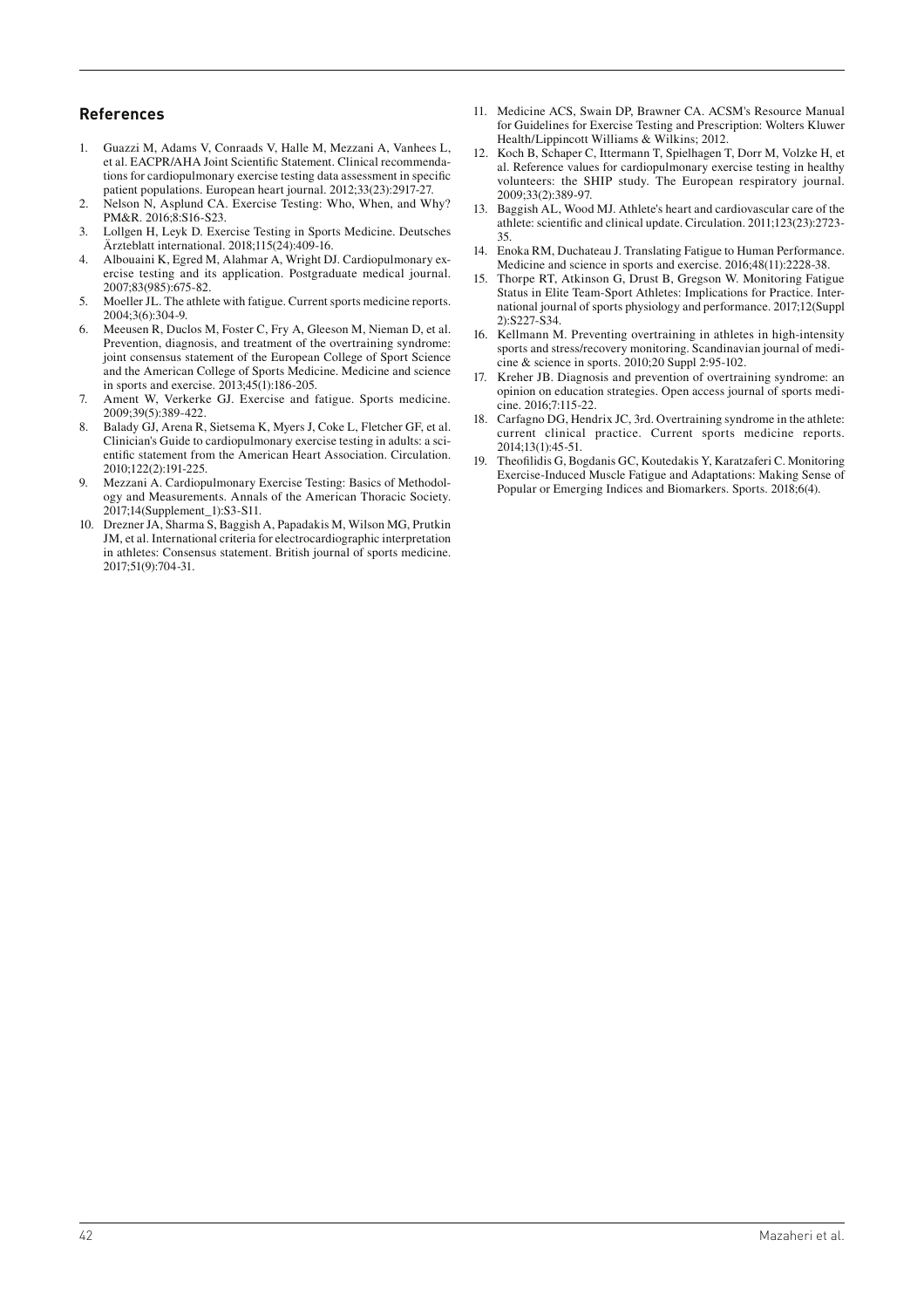## References

1. Guazzi M, Adams V, Conraads V, Halle M, Mezzani A, Vanhees L, et al. EACPR/AHA Joint Scientific Statement. Clinical recommendations for cardiopulmonary exercise testing data assessment in specific patient populations. European heart journal. 2012;33(23):2917-27.
2. Nelson N, Asplund CA. Exercise Testing: Who, When, and Why? PM&R. 2016;8:S16-S23.
3. Lollgen H, Leyk D. Exercise Testing in Sports Medicine. Deutsches Ärzteblatt international. 2018;115(24):409-16.
4. Albouaini K, Egred M, Alahmar A, Wright DJ. Cardiopulmonary exercise testing and its application. Postgraduate medical journal. 2007;83(985):675-82.
5. Moeller JL. The athlete with fatigue. Current sports medicine reports. 2004;3(6):304-9.
6. Meeusen R, Duclos M, Foster C, Fry A, Gleeson M, Nieman D, et al. Prevention, diagnosis, and treatment of the overtraining syndrome: joint consensus statement of the European College of Sport Science and the American College of Sports Medicine. Medicine and science in sports and exercise. 2013;45(1):186-205.
7. Ament W, Verkerke GJ. Exercise and fatigue. Sports medicine. 2009;39(5):389-422.
8. Balady GJ, Arena R, Sietsema K, Myers J, Coke L, Fletcher GF, et al. Clinician's Guide to cardiopulmonary exercise testing in adults: a scientific statement from the American Heart Association. Circulation. 2010;122(2):191-225.
9. Mezzani A. Cardiopulmonary Exercise Testing: Basics of Methodology and Measurements. Annals of the American Thoracic Society. 2017;14(Supplement_1):S3-S11.
10. Drezner JA, Sharma S, Baggish A, Papadakis M, Wilson MG, Prutkin JM, et al. International criteria for electrocardiographic interpretation in athletes: Consensus statement. British journal of sports medicine. 2017;51(9):704-31.
11. Medicine ACS, Swain DP, Brawner CA. ACSM's Resource Manual for Guidelines for Exercise Testing and Prescription: Wolters Kluwer Health/Lippincott Williams & Wilkins; 2012.
12. Koch B, Schaper C, Ittermann T, Spielhagen T, Dorr M, Volzke H, et al. Reference values for cardiopulmonary exercise testing in healthy volunteers: the SHIP study. The European respiratory journal. 2009;33(2):389-97.
13. Baggish AL, Wood MJ. Athlete's heart and cardiovascular care of the athlete: scientific and clinical update. Circulation. 2011;123(23):2723-35.
14. Enoka RM, Duchateau J. Translating Fatigue to Human Performance. Medicine and science in sports and exercise. 2016;48(11):2228-38.
15. Thorpe RT, Atkinson G, Drust B, Gregson W. Monitoring Fatigue Status in Elite Team-Sport Athletes: Implications for Practice. International journal of sports physiology and performance. 2017;12(Suppl 2):S227-S34.
16. Kellmann M. Preventing overtraining in athletes in high-intensity sports and stress/recovery monitoring. Scandinavian journal of medicine & science in sports. 2010;20 Suppl 2:95-102.
17. Kreher JB. Diagnosis and prevention of overtraining syndrome: an opinion on education strategies. Open access journal of sports medicine. 2016;7:115-22.
18. Carfagno DG, Hendrix JC, 3rd. Overtraining syndrome in the athlete: current clinical practice. Current sports medicine reports. 2014;13(1):45-51.
19. Theofilidis G, Bogdanis GC, Koutedakis Y, Karatzaferi C. Monitoring Exercise-Induced Muscle Fatigue and Adaptations: Making Sense of Popular or Emerging Indices and Biomarkers. Sports. 2018;6(4).